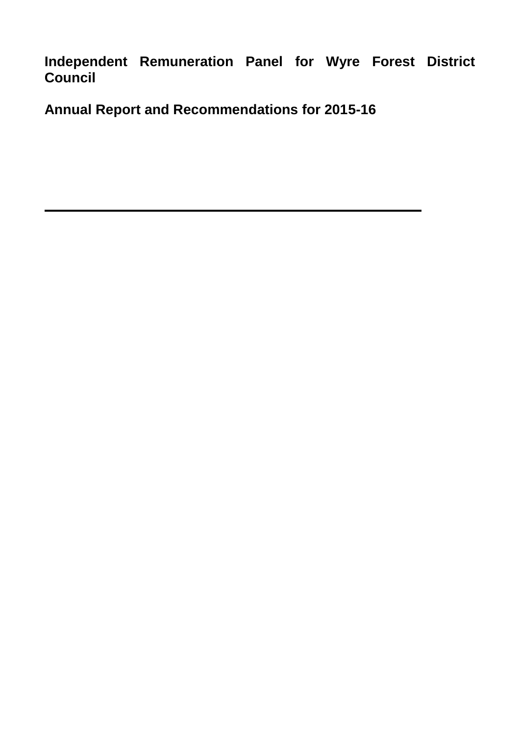# Independent Remuneration Panel for Wyre Forest District Council

## Annual Report and Recommendations for 2015-16

---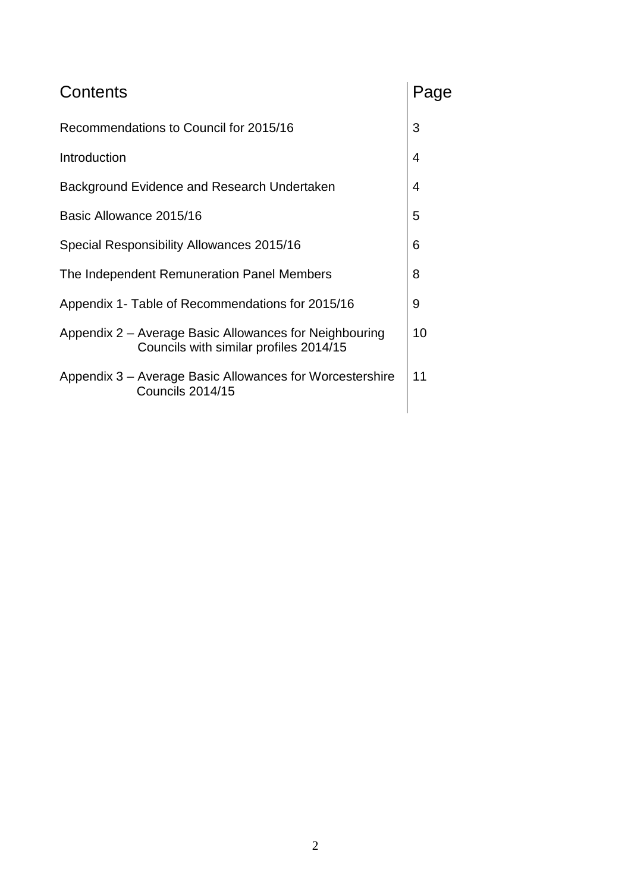| Contents | Page |
|---|---|
| Recommendations to Council for 2015/16 | 3 |
| Introduction | 4 |
| Background Evidence and Research Undertaken | 4 |
| Basic Allowance 2015/16 | 5 |
| Special Responsibility Allowances 2015/16 | 6 |
| The Independent Remuneration Panel Members | 8 |
| Appendix 1- Table of Recommendations for 2015/16 | 9 |
| Appendix 2 – Average Basic Allowances for Neighbouring Councils with similar profiles 2014/15 | 10 |
| Appendix 3 – Average Basic Allowances for Worcestershire Councils 2014/15 | 11 |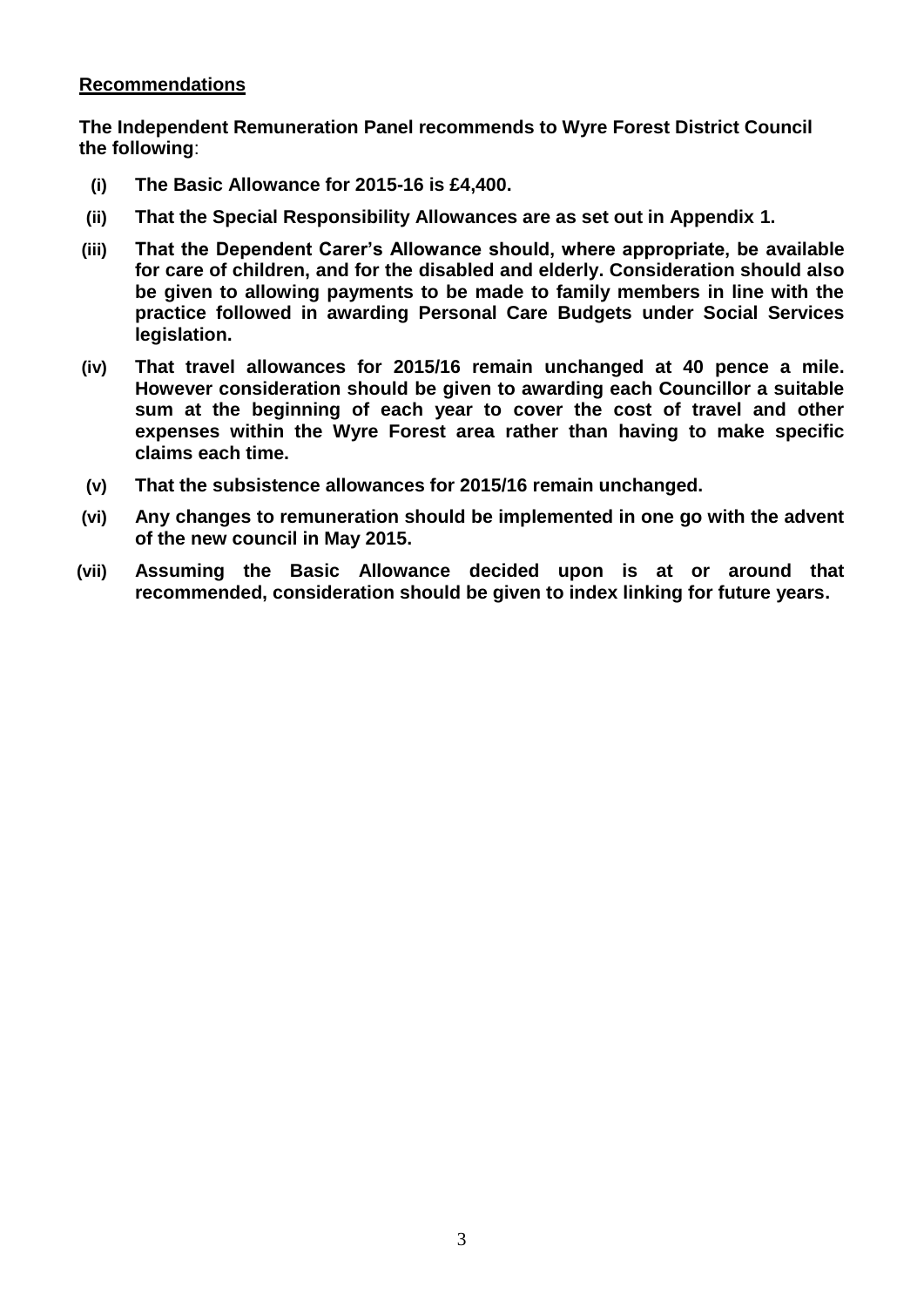## Recommendations

**The Independent Remuneration Panel recommends to Wyre Forest District Council the following**:

- **(i)** **The Basic Allowance for 2015-16 is £4,400.**
- **(ii)** **That the Special Responsibility Allowances are as set out in Appendix 1.**
- **(iii)** **That the Dependent Carer's Allowance should, where appropriate, be available for care of children, and for the disabled and elderly. Consideration should also be given to allowing payments to be made to family members in line with the practice followed in awarding Personal Care Budgets under Social Services legislation.**
- **(iv)** **That travel allowances for 2015/16 remain unchanged at 40 pence a mile. However consideration should be given to awarding each Councillor a suitable sum at the beginning of each year to cover the cost of travel and other expenses within the Wyre Forest area rather than having to make specific claims each time.**
- **(v)** **That the subsistence allowances for 2015/16 remain unchanged.**
- **(vi)** **Any changes to remuneration should be implemented in one go with the advent of the new council in May 2015.**
- **(vii)** **Assuming the Basic Allowance decided upon is at or around that recommended, consideration should be given to index linking for future years.**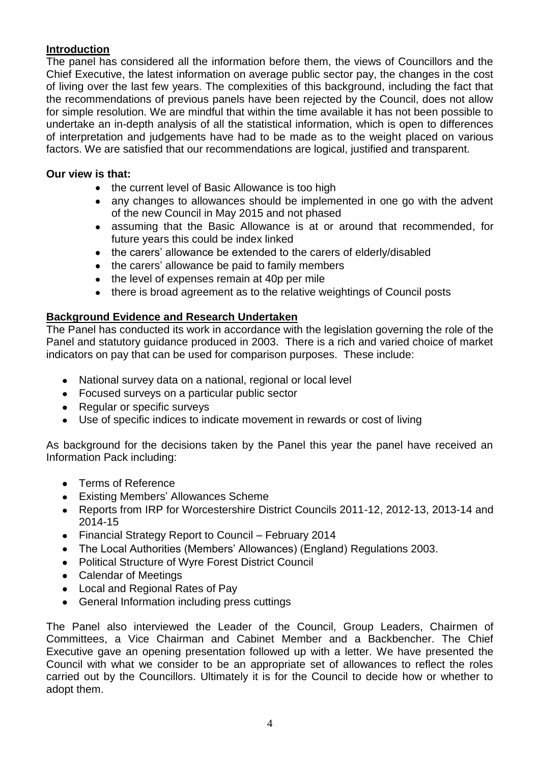## Introduction

The panel has considered all the information before them, the views of Councillors and the Chief Executive, the latest information on average public sector pay, the changes in the cost of living over the last few years. The complexities of this background, including the fact that the recommendations of previous panels have been rejected by the Council, does not allow for simple resolution. We are mindful that within the time available it has not been possible to undertake an in-depth analysis of all the statistical information, which is open to differences of interpretation and judgements have had to be made as to the weight placed on various factors. We are satisfied that our recommendations are logical, justified and transparent.

**Our view is that:**

- the current level of Basic Allowance is too high
- any changes to allowances should be implemented in one go with the advent of the new Council in May 2015 and not phased
- assuming that the Basic Allowance is at or around that recommended, for future years this could be index linked
- the carers' allowance be extended to the carers of elderly/disabled
- the carers' allowance be paid to family members
- the level of expenses remain at 40p per mile
- there is broad agreement as to the relative weightings of Council posts

## Background Evidence and Research Undertaken

The Panel has conducted its work in accordance with the legislation governing the role of the Panel and statutory guidance produced in 2003. There is a rich and varied choice of market indicators on pay that can be used for comparison purposes. These include:

- National survey data on a national, regional or local level
- Focused surveys on a particular public sector
- Regular or specific surveys
- Use of specific indices to indicate movement in rewards or cost of living

As background for the decisions taken by the Panel this year the panel have received an Information Pack including:

- Terms of Reference
- Existing Members' Allowances Scheme
- Reports from IRP for Worcestershire District Councils 2011-12, 2012-13, 2013-14 and 2014-15
- Financial Strategy Report to Council – February 2014
- The Local Authorities (Members' Allowances) (England) Regulations 2003.
- Political Structure of Wyre Forest District Council
- Calendar of Meetings
- Local and Regional Rates of Pay
- General Information including press cuttings

The Panel also interviewed the Leader of the Council, Group Leaders, Chairmen of Committees, a Vice Chairman and Cabinet Member and a Backbencher. The Chief Executive gave an opening presentation followed up with a letter. We have presented the Council with what we consider to be an appropriate set of allowances to reflect the roles carried out by the Councillors. Ultimately it is for the Council to decide how or whether to adopt them.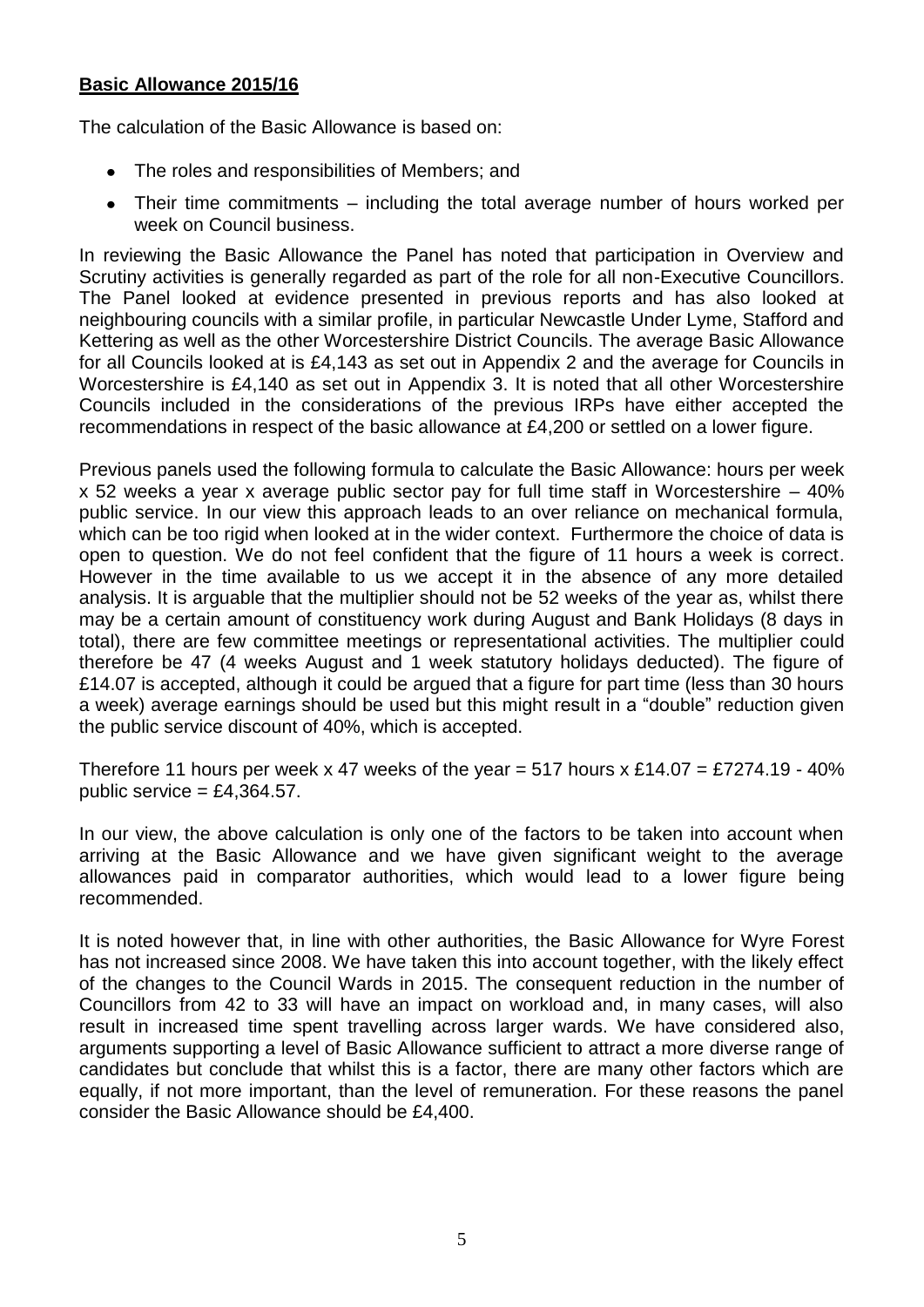**Basic Allowance 2015/16**

The calculation of the Basic Allowance is based on:

- The roles and responsibilities of Members; and
- Their time commitments – including the total average number of hours worked per week on Council business.

In reviewing the Basic Allowance the Panel has noted that participation in Overview and Scrutiny activities is generally regarded as part of the role for all non-Executive Councillors. The Panel looked at evidence presented in previous reports and has also looked at neighbouring councils with a similar profile, in particular Newcastle Under Lyme, Stafford and Kettering as well as the other Worcestershire District Councils. The average Basic Allowance for all Councils looked at is £4,143 as set out in Appendix 2 and the average for Councils in Worcestershire is £4,140 as set out in Appendix 3. It is noted that all other Worcestershire Councils included in the considerations of the previous IRPs have either accepted the recommendations in respect of the basic allowance at £4,200 or settled on a lower figure.

Previous panels used the following formula to calculate the Basic Allowance: hours per week x 52 weeks a year x average public sector pay for full time staff in Worcestershire – 40% public service. In our view this approach leads to an over reliance on mechanical formula, which can be too rigid when looked at in the wider context. Furthermore the choice of data is open to question. We do not feel confident that the figure of 11 hours a week is correct. However in the time available to us we accept it in the absence of any more detailed analysis. It is arguable that the multiplier should not be 52 weeks of the year as, whilst there may be a certain amount of constituency work during August and Bank Holidays (8 days in total), there are few committee meetings or representational activities. The multiplier could therefore be 47 (4 weeks August and 1 week statutory holidays deducted). The figure of £14.07 is accepted, although it could be argued that a figure for part time (less than 30 hours a week) average earnings should be used but this might result in a "double" reduction given the public service discount of 40%, which is accepted.

Therefore 11 hours per week x 47 weeks of the year = 517 hours x £14.07 = £7274.19 - 40% public service = £4,364.57.

In our view, the above calculation is only one of the factors to be taken into account when arriving at the Basic Allowance and we have given significant weight to the average allowances paid in comparator authorities, which would lead to a lower figure being recommended.

It is noted however that, in line with other authorities, the Basic Allowance for Wyre Forest has not increased since 2008. We have taken this into account together, with the likely effect of the changes to the Council Wards in 2015. The consequent reduction in the number of Councillors from 42 to 33 will have an impact on workload and, in many cases, will also result in increased time spent travelling across larger wards. We have considered also, arguments supporting a level of Basic Allowance sufficient to attract a more diverse range of candidates but conclude that whilst this is a factor, there are many other factors which are equally, if not more important, than the level of remuneration. For these reasons the panel consider the Basic Allowance should be £4,400.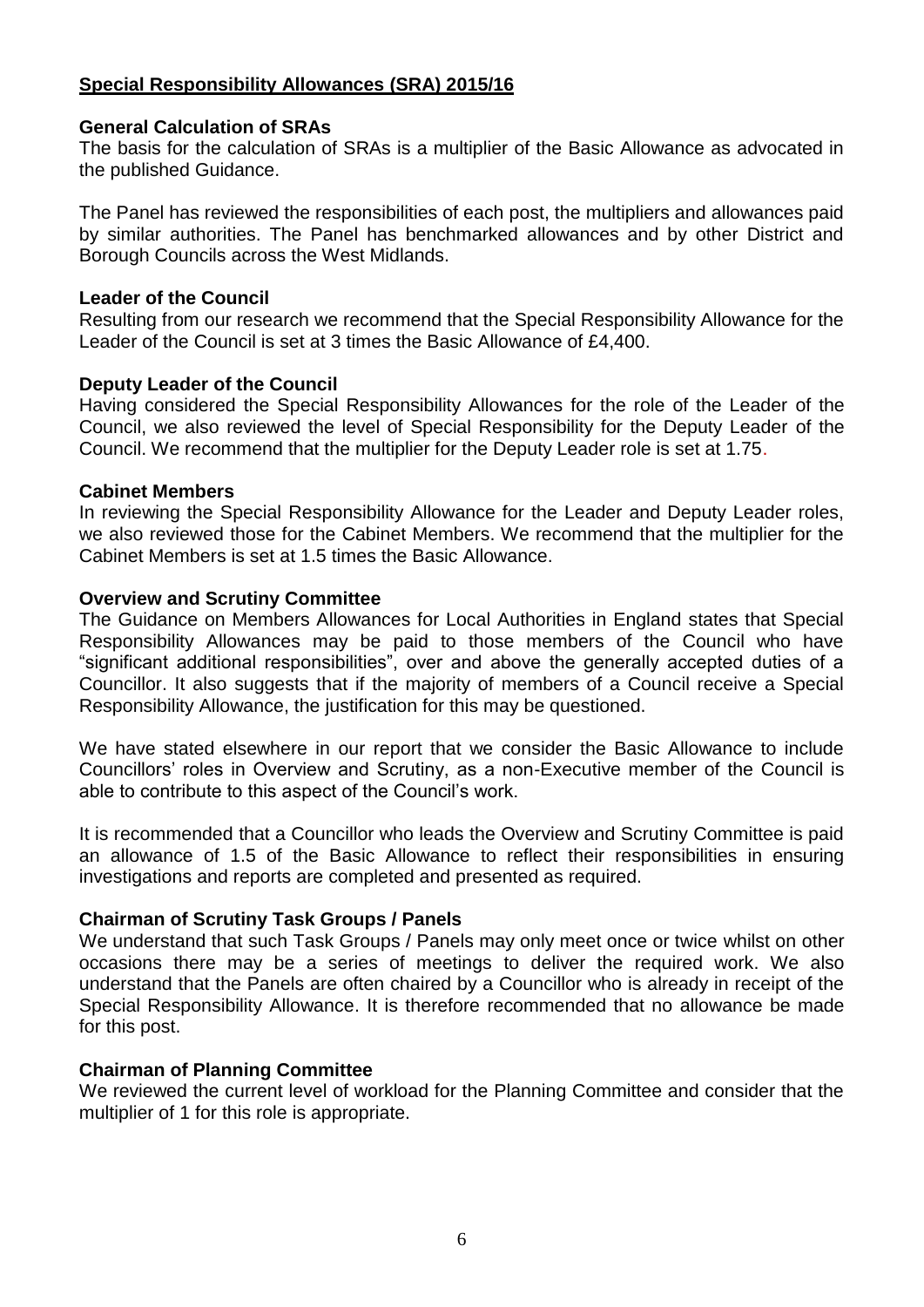## Special Responsibility Allowances (SRA) 2015/16

### General Calculation of SRAs

The basis for the calculation of SRAs is a multiplier of the Basic Allowance as advocated in the published Guidance.

The Panel has reviewed the responsibilities of each post, the multipliers and allowances paid by similar authorities. The Panel has benchmarked allowances and by other District and Borough Councils across the West Midlands.

### Leader of the Council

Resulting from our research we recommend that the Special Responsibility Allowance for the Leader of the Council is set at 3 times the Basic Allowance of £4,400.

### Deputy Leader of the Council

Having considered the Special Responsibility Allowances for the role of the Leader of the Council, we also reviewed the level of Special Responsibility for the Deputy Leader of the Council. We recommend that the multiplier for the Deputy Leader role is set at 1.75.

### Cabinet Members

In reviewing the Special Responsibility Allowance for the Leader and Deputy Leader roles, we also reviewed those for the Cabinet Members. We recommend that the multiplier for the Cabinet Members is set at 1.5 times the Basic Allowance.

### Overview and Scrutiny Committee

The Guidance on Members Allowances for Local Authorities in England states that Special Responsibility Allowances may be paid to those members of the Council who have "significant additional responsibilities", over and above the generally accepted duties of a Councillor. It also suggests that if the majority of members of a Council receive a Special Responsibility Allowance, the justification for this may be questioned.

We have stated elsewhere in our report that we consider the Basic Allowance to include Councillors' roles in Overview and Scrutiny, as a non-Executive member of the Council is able to contribute to this aspect of the Council's work.

It is recommended that a Councillor who leads the Overview and Scrutiny Committee is paid an allowance of 1.5 of the Basic Allowance to reflect their responsibilities in ensuring investigations and reports are completed and presented as required.

### Chairman of Scrutiny Task Groups / Panels

We understand that such Task Groups / Panels may only meet once or twice whilst on other occasions there may be a series of meetings to deliver the required work. We also understand that the Panels are often chaired by a Councillor who is already in receipt of the Special Responsibility Allowance. It is therefore recommended that no allowance be made for this post.

### Chairman of Planning Committee

We reviewed the current level of workload for the Planning Committee and consider that the multiplier of 1 for this role is appropriate.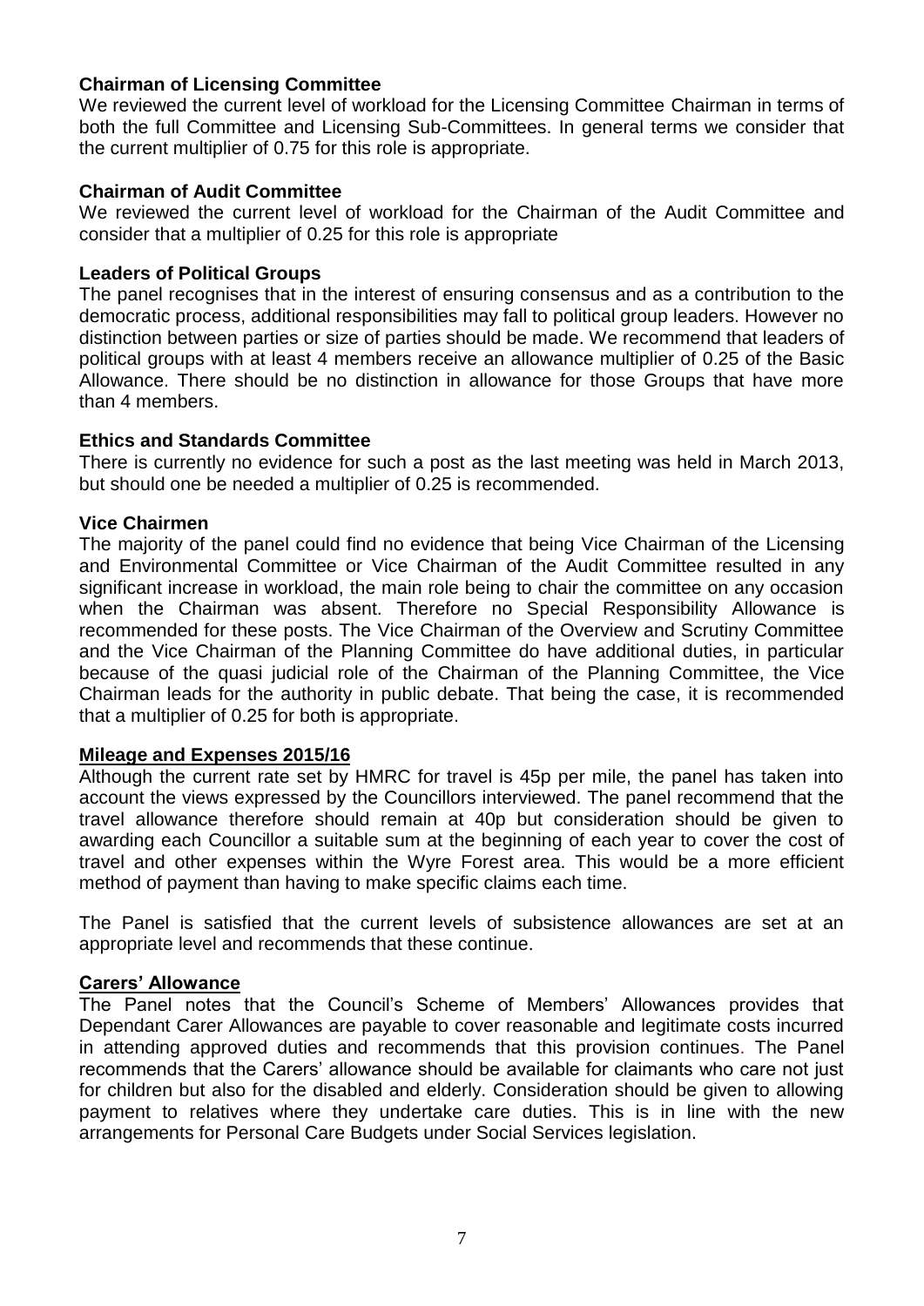**Chairman of Licensing Committee**

We reviewed the current level of workload for the Licensing Committee Chairman in terms of both the full Committee and Licensing Sub-Committees. In general terms we consider that the current multiplier of 0.75 for this role is appropriate.

**Chairman of Audit Committee**

We reviewed the current level of workload for the Chairman of the Audit Committee and consider that a multiplier of 0.25 for this role is appropriate

**Leaders of Political Groups**

The panel recognises that in the interest of ensuring consensus and as a contribution to the democratic process, additional responsibilities may fall to political group leaders. However no distinction between parties or size of parties should be made. We recommend that leaders of political groups with at least 4 members receive an allowance multiplier of 0.25 of the Basic Allowance. There should be no distinction in allowance for those Groups that have more than 4 members.

**Ethics and Standards Committee**

There is currently no evidence for such a post as the last meeting was held in March 2013, but should one be needed a multiplier of 0.25 is recommended.

**Vice Chairmen**

The majority of the panel could find no evidence that being Vice Chairman of the Licensing and Environmental Committee or Vice Chairman of the Audit Committee resulted in any significant increase in workload, the main role being to chair the committee on any occasion when the Chairman was absent. Therefore no Special Responsibility Allowance is recommended for these posts. The Vice Chairman of the Overview and Scrutiny Committee and the Vice Chairman of the Planning Committee do have additional duties, in particular because of the quasi judicial role of the Chairman of the Planning Committee, the Vice Chairman leads for the authority in public debate. That being the case, it is recommended that a multiplier of 0.25 for both is appropriate.

**Mileage and Expenses 2015/16**

Although the current rate set by HMRC for travel is 45p per mile, the panel has taken into account the views expressed by the Councillors interviewed. The panel recommend that the travel allowance therefore should remain at 40p but consideration should be given to awarding each Councillor a suitable sum at the beginning of each year to cover the cost of travel and other expenses within the Wyre Forest area. This would be a more efficient method of payment than having to make specific claims each time.

The Panel is satisfied that the current levels of subsistence allowances are set at an appropriate level and recommends that these continue.

**Carers' Allowance**

The Panel notes that the Council's Scheme of Members' Allowances provides that Dependant Carer Allowances are payable to cover reasonable and legitimate costs incurred in attending approved duties and recommends that this provision continues. The Panel recommends that the Carers' allowance should be available for claimants who care not just for children but also for the disabled and elderly. Consideration should be given to allowing payment to relatives where they undertake care duties. This is in line with the new arrangements for Personal Care Budgets under Social Services legislation.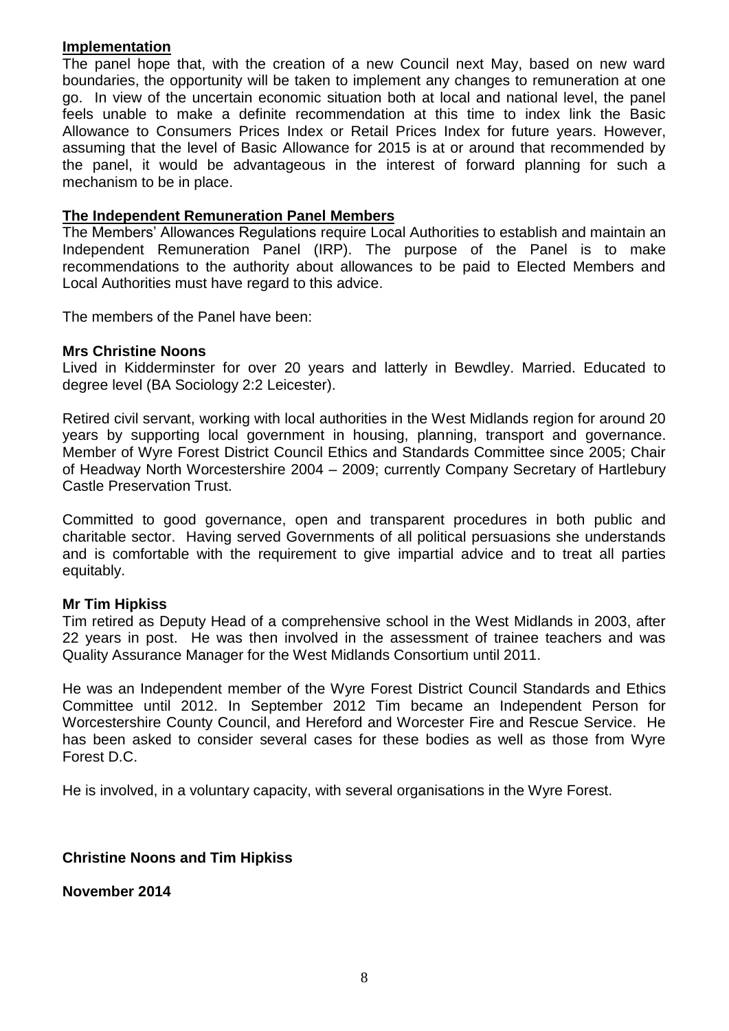**Implementation**

The panel hope that, with the creation of a new Council next May, based on new ward boundaries, the opportunity will be taken to implement any changes to remuneration at one go. In view of the uncertain economic situation both at local and national level, the panel feels unable to make a definite recommendation at this time to index link the Basic Allowance to Consumers Prices Index or Retail Prices Index for future years. However, assuming that the level of Basic Allowance for 2015 is at or around that recommended by the panel, it would be advantageous in the interest of forward planning for such a mechanism to be in place.

**The Independent Remuneration Panel Members**

The Members' Allowances Regulations require Local Authorities to establish and maintain an Independent Remuneration Panel (IRP). The purpose of the Panel is to make recommendations to the authority about allowances to be paid to Elected Members and Local Authorities must have regard to this advice.

The members of the Panel have been:

**Mrs Christine Noons**

Lived in Kidderminster for over 20 years and latterly in Bewdley. Married. Educated to degree level (BA Sociology 2:2 Leicester).

Retired civil servant, working with local authorities in the West Midlands region for around 20 years by supporting local government in housing, planning, transport and governance. Member of Wyre Forest District Council Ethics and Standards Committee since 2005; Chair of Headway North Worcestershire 2004 – 2009; currently Company Secretary of Hartlebury Castle Preservation Trust.

Committed to good governance, open and transparent procedures in both public and charitable sector. Having served Governments of all political persuasions she understands and is comfortable with the requirement to give impartial advice and to treat all parties equitably.

**Mr Tim Hipkiss**

Tim retired as Deputy Head of a comprehensive school in the West Midlands in 2003, after 22 years in post. He was then involved in the assessment of trainee teachers and was Quality Assurance Manager for the West Midlands Consortium until 2011.

He was an Independent member of the Wyre Forest District Council Standards and Ethics Committee until 2012. In September 2012 Tim became an Independent Person for Worcestershire County Council, and Hereford and Worcester Fire and Rescue Service. He has been asked to consider several cases for these bodies as well as those from Wyre Forest D.C.

He is involved, in a voluntary capacity, with several organisations in the Wyre Forest.

**Christine Noons and Tim Hipkiss**

**November 2014**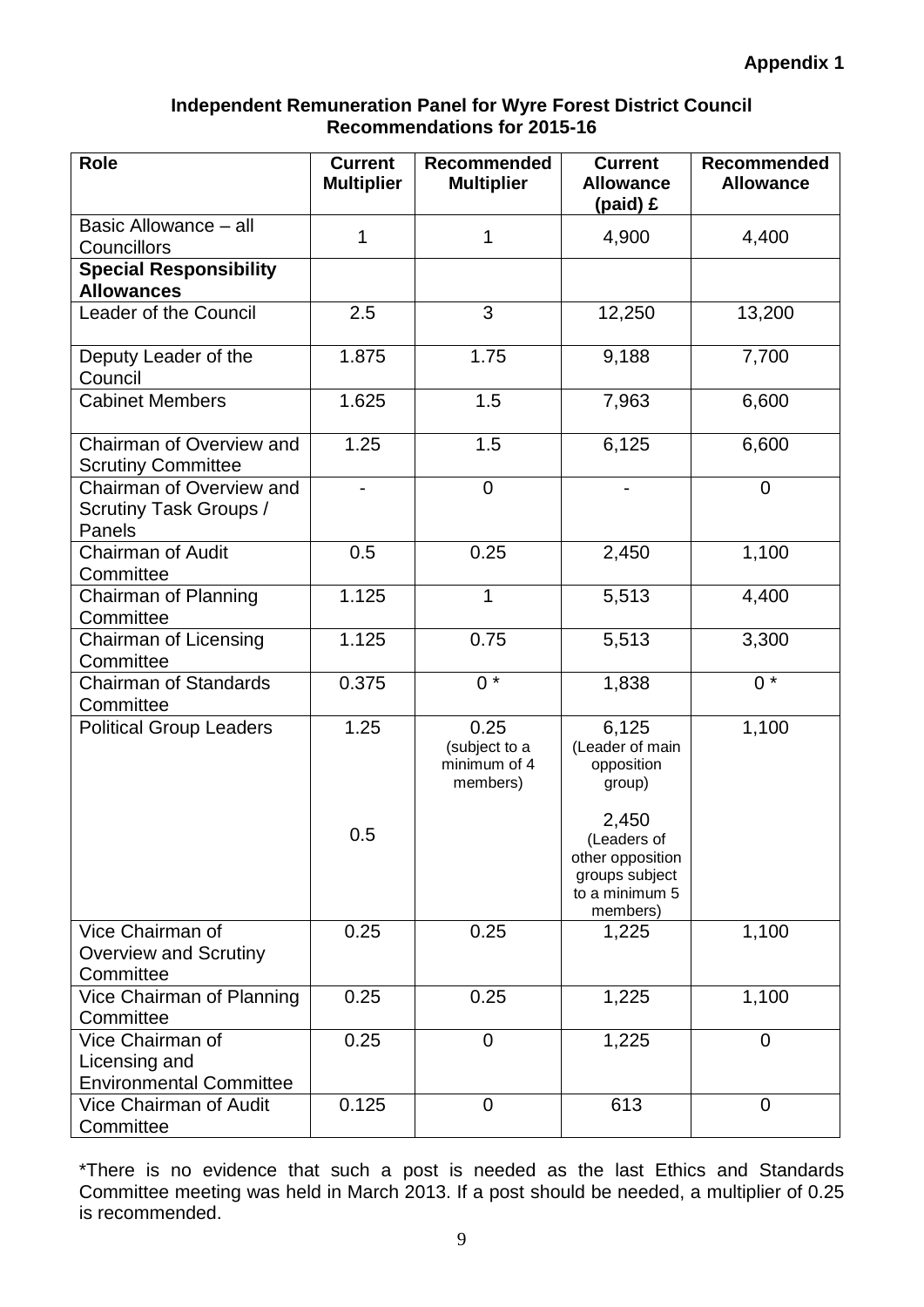**Appendix 1**

**Independent Remuneration Panel for Wyre Forest District Council**
**Recommendations for 2015-16**

| Role | Current Multiplier | Recommended Multiplier | Current Allowance (paid) £ | Recommended Allowance |
|---|---|---|---|---|
| Basic Allowance – all Councillors | 1 | 1 | 4,900 | 4,400 |
| **Special Responsibility Allowances** | | | | |
| Leader of the Council | 2.5 | 3 | 12,250 | 13,200 |
| Deputy Leader of the Council | 1.875 | 1.75 | 9,188 | 7,700 |
| Cabinet Members | 1.625 | 1.5 | 7,963 | 6,600 |
| Chairman of Overview and Scrutiny Committee | 1.25 | 1.5 | 6,125 | 6,600 |
| Chairman of Overview and Scrutiny Task Groups / Panels | - | 0 | - | 0 |
| Chairman of Audit Committee | 0.5 | 0.25 | 2,450 | 1,100 |
| Chairman of Planning Committee | 1.125 | 1 | 5,513 | 4,400 |
| Chairman of Licensing Committee | 1.125 | 0.75 | 5,513 | 3,300 |
| Chairman of Standards Committee | 0.375 | 0 * | 1,838 | 0 * |
| Political Group Leaders | 1.25<br><br>0.5 | 0.25 (subject to a minimum of 4 members) | 6,125 (Leader of main opposition group)<br><br>2,450 (Leaders of other opposition groups subject to a minimum 5 members) | 1,100 |
| Vice Chairman of Overview and Scrutiny Committee | 0.25 | 0.25 | 1,225 | 1,100 |
| Vice Chairman of Planning Committee | 0.25 | 0.25 | 1,225 | 1,100 |
| Vice Chairman of Licensing and Environmental Committee | 0.25 | 0 | 1,225 | 0 |
| Vice Chairman of Audit Committee | 0.125 | 0 | 613 | 0 |

*There is no evidence that such a post is needed as the last Ethics and Standards Committee meeting was held in March 2013. If a post should be needed, a multiplier of 0.25 is recommended.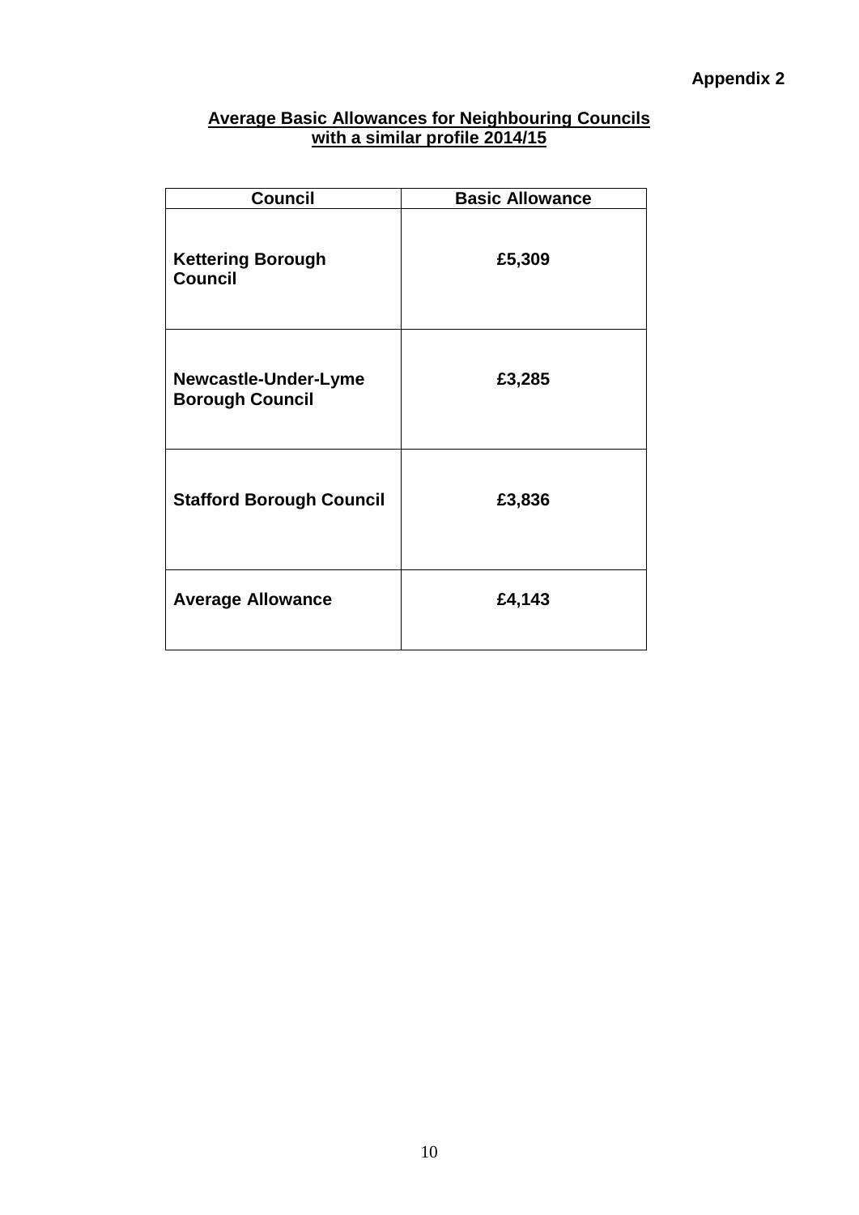**Appendix 2**

## Average Basic Allowances for Neighbouring Councils with a similar profile 2014/15

| Council | Basic Allowance |
|---|---|
| **Kettering Borough Council** | **£5,309** |
| **Newcastle-Under-Lyme Borough Council** | **£3,285** |
| **Stafford Borough Council** | **£3,836** |
| **Average Allowance** | **£4,143** |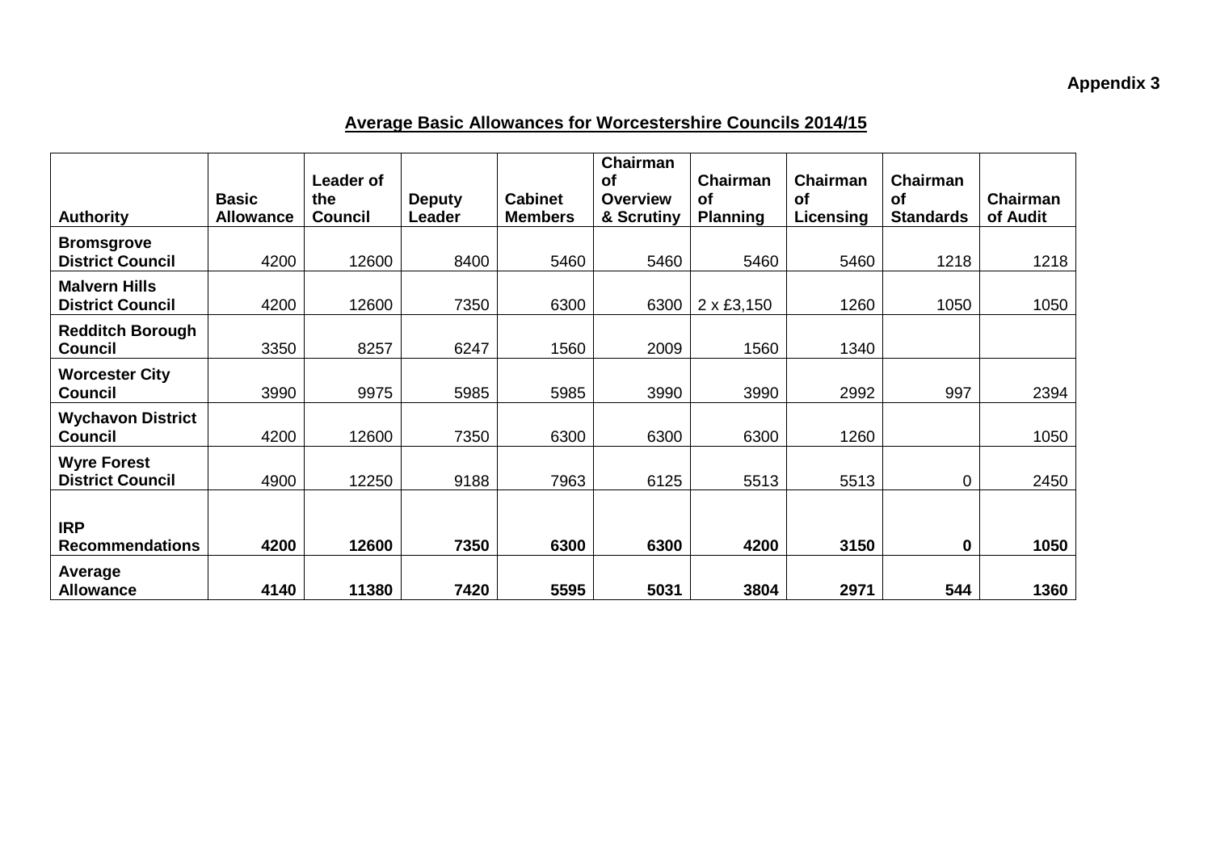**Appendix 3**

## Average Basic Allowances for Worcestershire Councils 2014/15

| Authority | Basic Allowance | Leader of the Council | Deputy Leader | Cabinet Members | Chairman of Overview & Scrutiny | Chairman of Planning | Chairman of Licensing | Chairman of Standards | Chairman of Audit |
|---|---|---|---|---|---|---|---|---|---|
| **Bromsgrove District Council** | 4200 | 12600 | 8400 | 5460 | 5460 | 5460 | 5460 | 1218 | 1218 |
| **Malvern Hills District Council** | 4200 | 12600 | 7350 | 6300 | 6300 | 2 x £3,150 | 1260 | 1050 | 1050 |
| **Redditch Borough Council** | 3350 | 8257 | 6247 | 1560 | 2009 | 1560 | 1340 | | |
| **Worcester City Council** | 3990 | 9975 | 5985 | 5985 | 3990 | 3990 | 2992 | 997 | 2394 |
| **Wychavon District Council** | 4200 | 12600 | 7350 | 6300 | 6300 | 6300 | 1260 | | 1050 |
| **Wyre Forest District Council** | 4900 | 12250 | 9188 | 7963 | 6125 | 5513 | 5513 | 0 | 2450 |
| **IRP Recommendations** | **4200** | **12600** | **7350** | **6300** | **6300** | **4200** | **3150** | **0** | **1050** |
| **Average Allowance** | **4140** | **11380** | **7420** | **5595** | **5031** | **3804** | **2971** | **544** | **1360** |